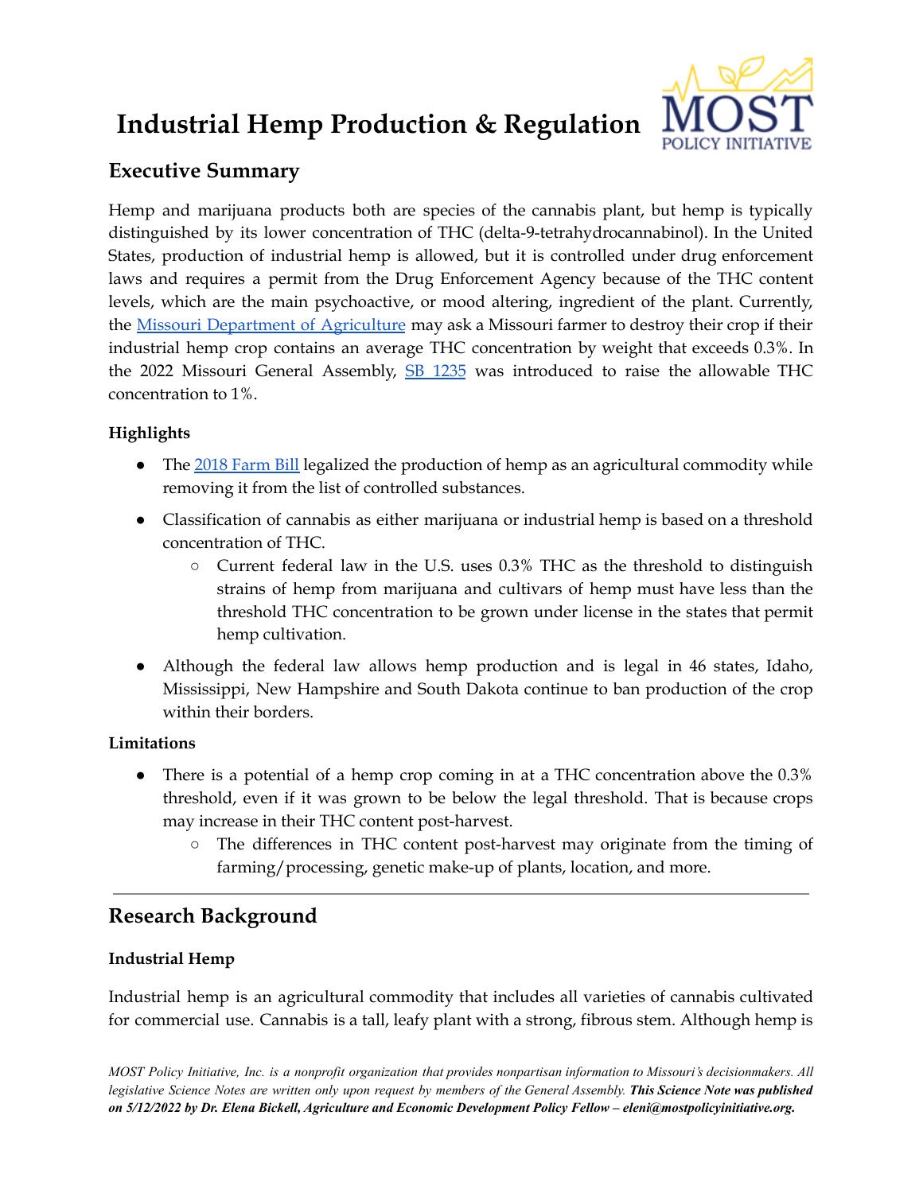# Industrial Hemp Production & Regulation

## Executive Summary

Hemp and marijuana products both are species of the cannabis plant, but hemp is typically distinguished by its lower concentration of THC (delta-9-tetrahydrocannabinol). In the United States, production of industrial hemp is allowed, but it is controlled under drug enforcement laws and requires a permit from the Drug Enforcement Agency because of the THC content levels, which are the main psychoactive, or mood altering, ingredient of the plant. Currently, the [Missouri Department of Agriculture] may ask a Missouri farmer to destroy their crop if their industrial hemp crop contains an average THC concentration by weight that exceeds 0.3%. In the 2022 Missouri General Assembly, [SB 1235] was introduced to raise the allowable THC concentration to 1%.

### Highlights

- The [2018 Farm Bill] legalized the production of hemp as an agricultural commodity while removing it from the list of controlled substances.
- Classification of cannabis as either marijuana or industrial hemp is based on a threshold concentration of THC.
  - Current federal law in the U.S. uses 0.3% THC as the threshold to distinguish strains of hemp from marijuana and cultivars of hemp must have less than the threshold THC concentration to be grown under license in the states that permit hemp cultivation.
- Although the federal law allows hemp production and is legal in 46 states, Idaho, Mississippi, New Hampshire and South Dakota continue to ban production of the crop within their borders.

### Limitations

- There is a potential of a hemp crop coming in at a THC concentration above the 0.3% threshold, even if it was grown to be below the legal threshold. That is because crops may increase in their THC content post-harvest.
  - The differences in THC content post-harvest may originate from the timing of farming/processing, genetic make-up of plants, location, and more.

---

## Research Background

### Industrial Hemp

Industrial hemp is an agricultural commodity that includes all varieties of cannabis cultivated for commercial use. Cannabis is a tall, leafy plant with a strong, fibrous stem. Although hemp is

*MOST Policy Initiative, Inc. is a nonprofit organization that provides nonpartisan information to Missouri's decisionmakers. All legislative Science Notes are written only upon request by members of the General Assembly.* ***This Science Note was published on 5/12/2022 by Dr. Elena Bickell, Agriculture and Economic Development Policy Fellow – eleni@mostpolicyinitiative.org.***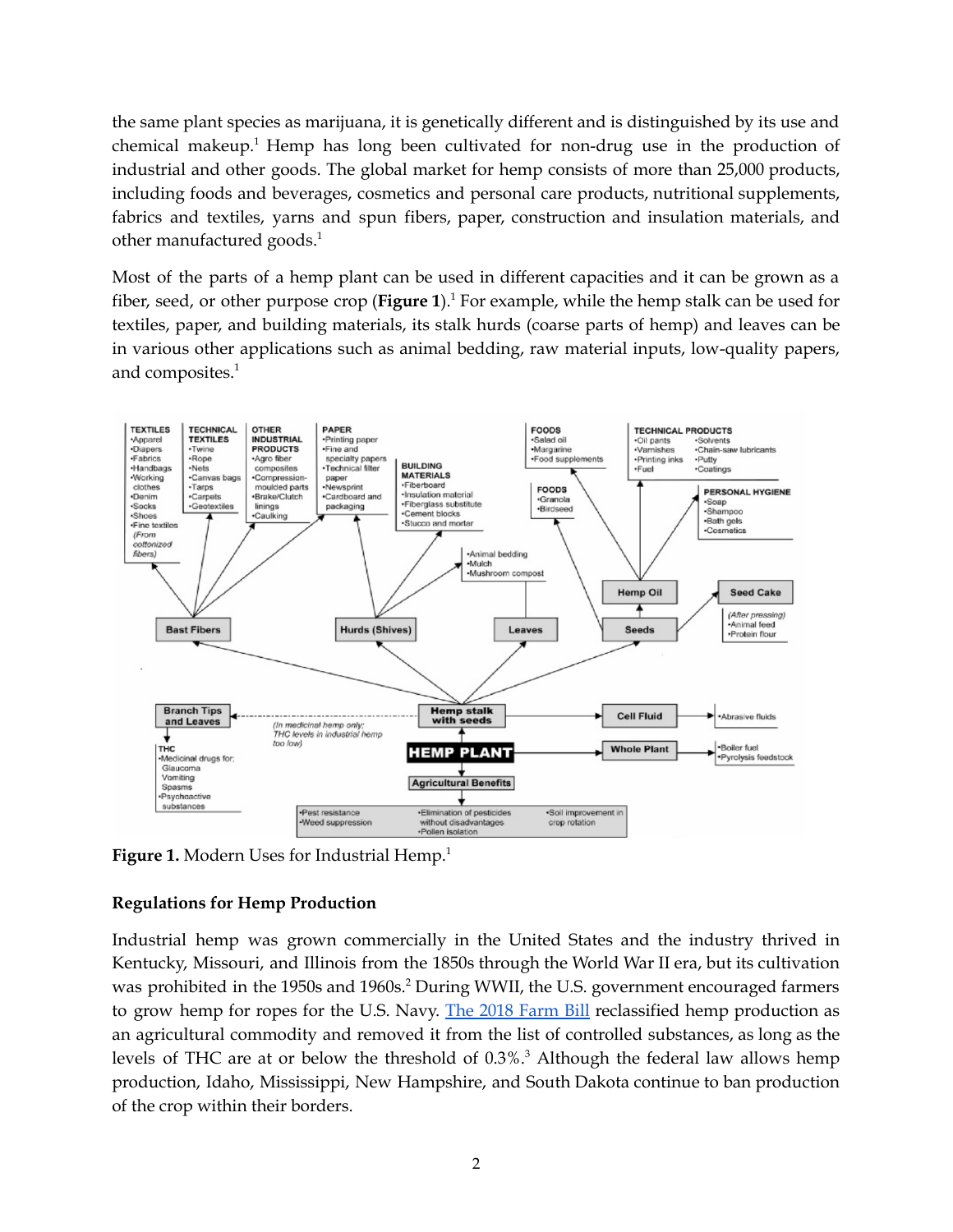the same plant species as marijuana, it is genetically different and is distinguished by its use and chemical makeup.[1] Hemp has long been cultivated for non-drug use in the production of industrial and other goods. The global market for hemp consists of more than 25,000 products, including foods and beverages, cosmetics and personal care products, nutritional supplements, fabrics and textiles, yarns and spun fibers, paper, construction and insulation materials, and other manufactured goods.[1]

Most of the parts of a hemp plant can be used in different capacities and it can be grown as a fiber, seed, or other purpose crop (**Figure 1**).[1] For example, while the hemp stalk can be used for textiles, paper, and building materials, its stalk hurds (coarse parts of hemp) and leaves can be in various other applications such as animal bedding, raw material inputs, low-quality papers, and composites.[1]

**Figure 1.** Modern Uses for Industrial Hemp.[1]

### Regulations for Hemp Production

Industrial hemp was grown commercially in the United States and the industry thrived in Kentucky, Missouri, and Illinois from the 1850s through the World War II era, but its cultivation was prohibited in the 1950s and 1960s.[2] During WWII, the U.S. government encouraged farmers to grow hemp for ropes for the U.S. Navy. The 2018 Farm Bill reclassified hemp production as an agricultural commodity and removed it from the list of controlled substances, as long as the levels of THC are at or below the threshold of 0.3%.[3] Although the federal law allows hemp production, Idaho, Mississippi, New Hampshire, and South Dakota continue to ban production of the crop within their borders.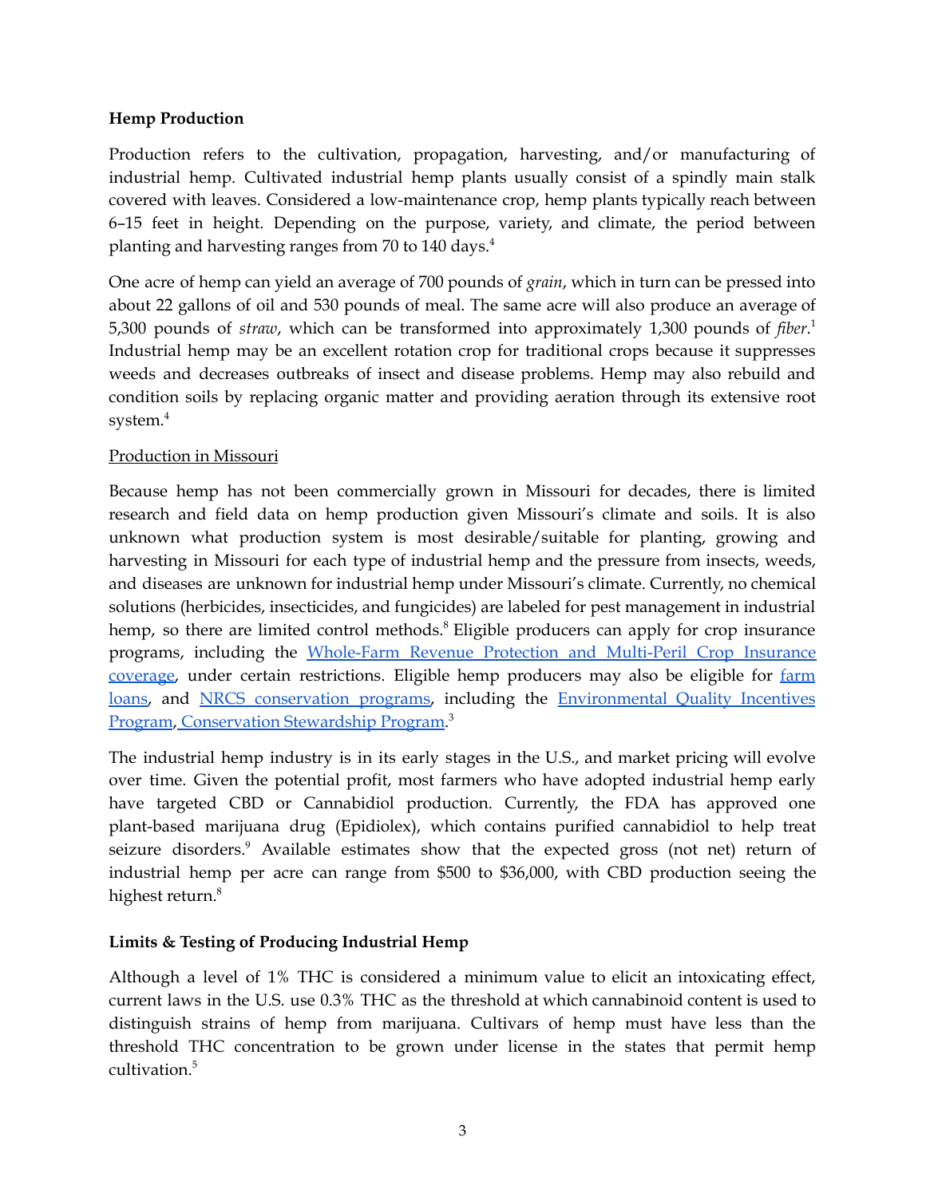**Hemp Production**

Production refers to the cultivation, propagation, harvesting, and/or manufacturing of industrial hemp. Cultivated industrial hemp plants usually consist of a spindly main stalk covered with leaves. Considered a low-maintenance crop, hemp plants typically reach between 6–15 feet in height. Depending on the purpose, variety, and climate, the period between planting and harvesting ranges from 70 to 140 days.[4]

One acre of hemp can yield an average of 700 pounds of *grain*, which in turn can be pressed into about 22 gallons of oil and 530 pounds of meal. The same acre will also produce an average of 5,300 pounds of *straw*, which can be transformed into approximately 1,300 pounds of *fiber*.[1] Industrial hemp may be an excellent rotation crop for traditional crops because it suppresses weeds and decreases outbreaks of insect and disease problems. Hemp may also rebuild and condition soils by replacing organic matter and providing aeration through its extensive root system.[4]

Production in Missouri

Because hemp has not been commercially grown in Missouri for decades, there is limited research and field data on hemp production given Missouri's climate and soils. It is also unknown what production system is most desirable/suitable for planting, growing and harvesting in Missouri for each type of industrial hemp and the pressure from insects, weeds, and diseases are unknown for industrial hemp under Missouri's climate. Currently, no chemical solutions (herbicides, insecticides, and fungicides) are labeled for pest management in industrial hemp, so there are limited control methods.[8] Eligible producers can apply for crop insurance programs, including the Whole-Farm Revenue Protection and Multi-Peril Crop Insurance coverage, under certain restrictions. Eligible hemp producers may also be eligible for farm loans, and NRCS conservation programs, including the Environmental Quality Incentives Program, Conservation Stewardship Program.[3]

The industrial hemp industry is in its early stages in the U.S., and market pricing will evolve over time. Given the potential profit, most farmers who have adopted industrial hemp early have targeted CBD or Cannabidiol production. Currently, the FDA has approved one plant-based marijuana drug (Epidiolex), which contains purified cannabidiol to help treat seizure disorders.[9] Available estimates show that the expected gross (not net) return of industrial hemp per acre can range from $500 to $36,000, with CBD production seeing the highest return.[8]

**Limits & Testing of Producing Industrial Hemp**

Although a level of 1% THC is considered a minimum value to elicit an intoxicating effect, current laws in the U.S. use 0.3% THC as the threshold at which cannabinoid content is used to distinguish strains of hemp from marijuana. Cultivars of hemp must have less than the threshold THC concentration to be grown under license in the states that permit hemp cultivation.[5]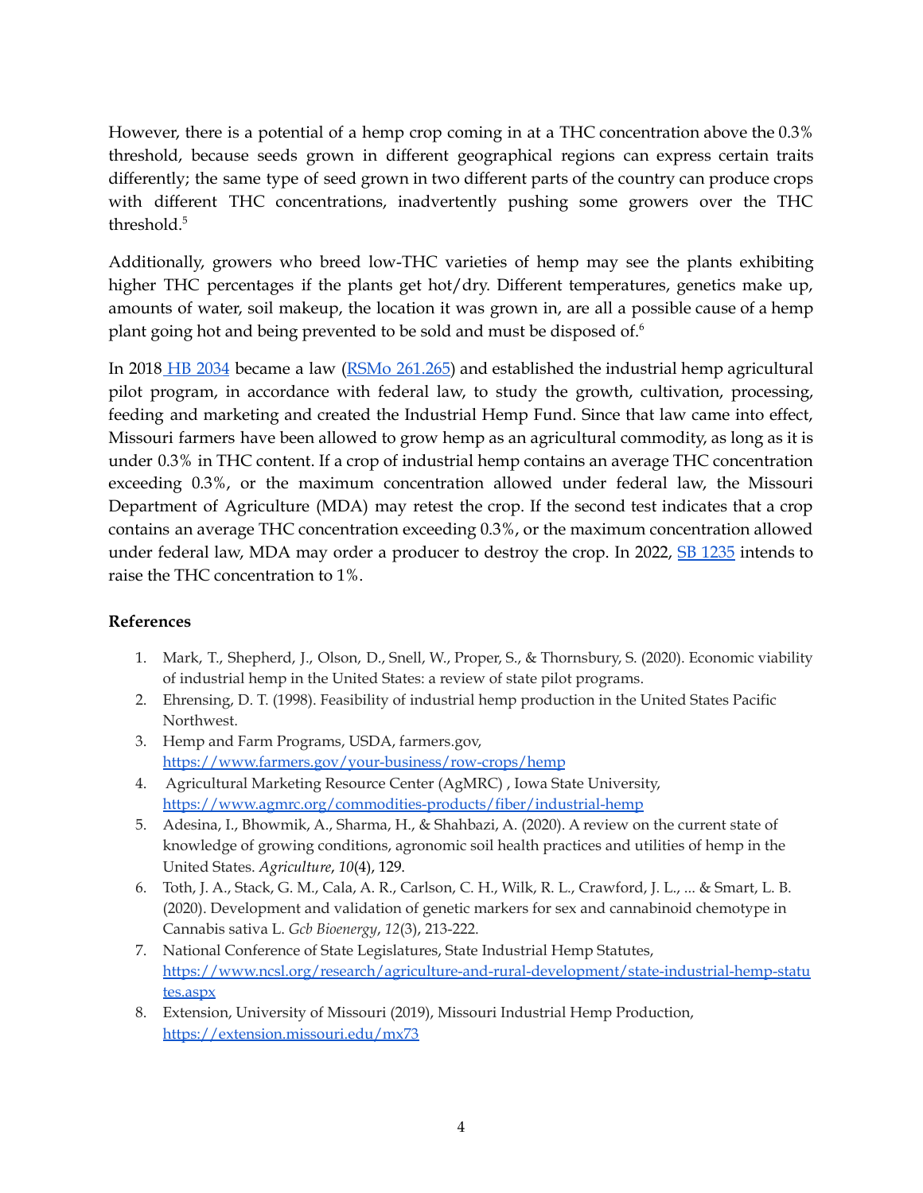However, there is a potential of a hemp crop coming in at a THC concentration above the 0.3% threshold, because seeds grown in different geographical regions can express certain traits differently; the same type of seed grown in two different parts of the country can produce crops with different THC concentrations, inadvertently pushing some growers over the THC threshold.[5]

Additionally, growers who breed low-THC varieties of hemp may see the plants exhibiting higher THC percentages if the plants get hot/dry. Different temperatures, genetics make up, amounts of water, soil makeup, the location it was grown in, are all a possible cause of a hemp plant going hot and being prevented to be sold and must be disposed of.[6]

In 2018 HB 2034 became a law (RSMo 261.265) and established the industrial hemp agricultural pilot program, in accordance with federal law, to study the growth, cultivation, processing, feeding and marketing and created the Industrial Hemp Fund. Since that law came into effect, Missouri farmers have been allowed to grow hemp as an agricultural commodity, as long as it is under 0.3% in THC content. If a crop of industrial hemp contains an average THC concentration exceeding 0.3%, or the maximum concentration allowed under federal law, the Missouri Department of Agriculture (MDA) may retest the crop. If the second test indicates that a crop contains an average THC concentration exceeding 0.3%, or the maximum concentration allowed under federal law, MDA may order a producer to destroy the crop. In 2022, SB 1235 intends to raise the THC concentration to 1%.

**References**

1. Mark, T., Shepherd, J., Olson, D., Snell, W., Proper, S., & Thornsbury, S. (2020). Economic viability of industrial hemp in the United States: a review of state pilot programs.
2. Ehrensing, D. T. (1998). Feasibility of industrial hemp production in the United States Pacific Northwest.
3. Hemp and Farm Programs, USDA, farmers.gov, https://www.farmers.gov/your-business/row-crops/hemp
4. Agricultural Marketing Resource Center (AgMRC) , Iowa State University, https://www.agmrc.org/commodities-products/fiber/industrial-hemp
5. Adesina, I., Bhowmik, A., Sharma, H., & Shahbazi, A. (2020). A review on the current state of knowledge of growing conditions, agronomic soil health practices and utilities of hemp in the United States. *Agriculture*, *10*(4), 129.
6. Toth, J. A., Stack, G. M., Cala, A. R., Carlson, C. H., Wilk, R. L., Crawford, J. L., ... & Smart, L. B. (2020). Development and validation of genetic markers for sex and cannabinoid chemotype in Cannabis sativa L. *Gcb Bioenergy*, *12*(3), 213-222.
7. National Conference of State Legislatures, State Industrial Hemp Statutes, https://www.ncsl.org/research/agriculture-and-rural-development/state-industrial-hemp-statutes.aspx
8. Extension, University of Missouri (2019), Missouri Industrial Hemp Production, https://extension.missouri.edu/mx73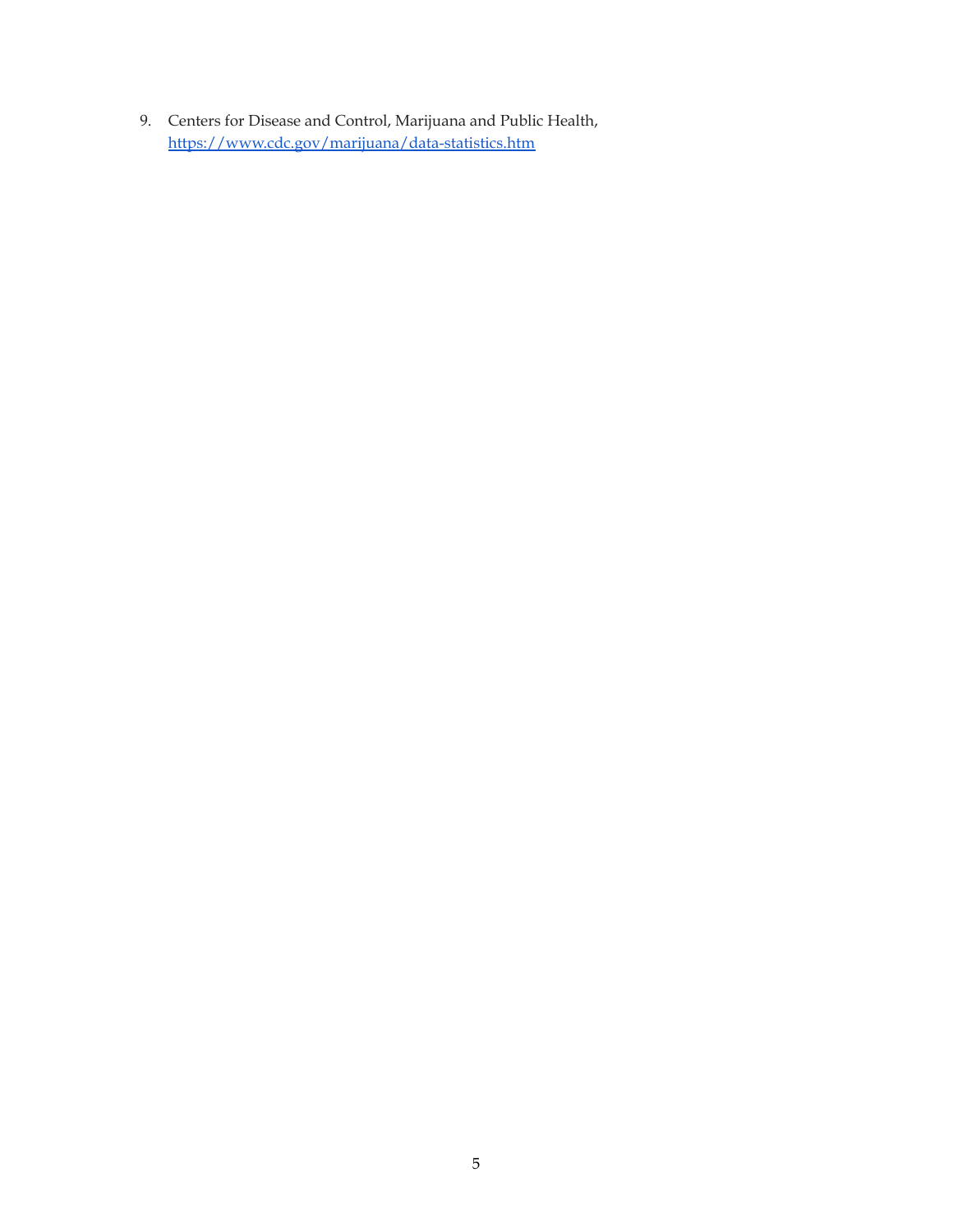9. Centers for Disease and Control, Marijuana and Public Health, https://www.cdc.gov/marijuana/data-statistics.htm